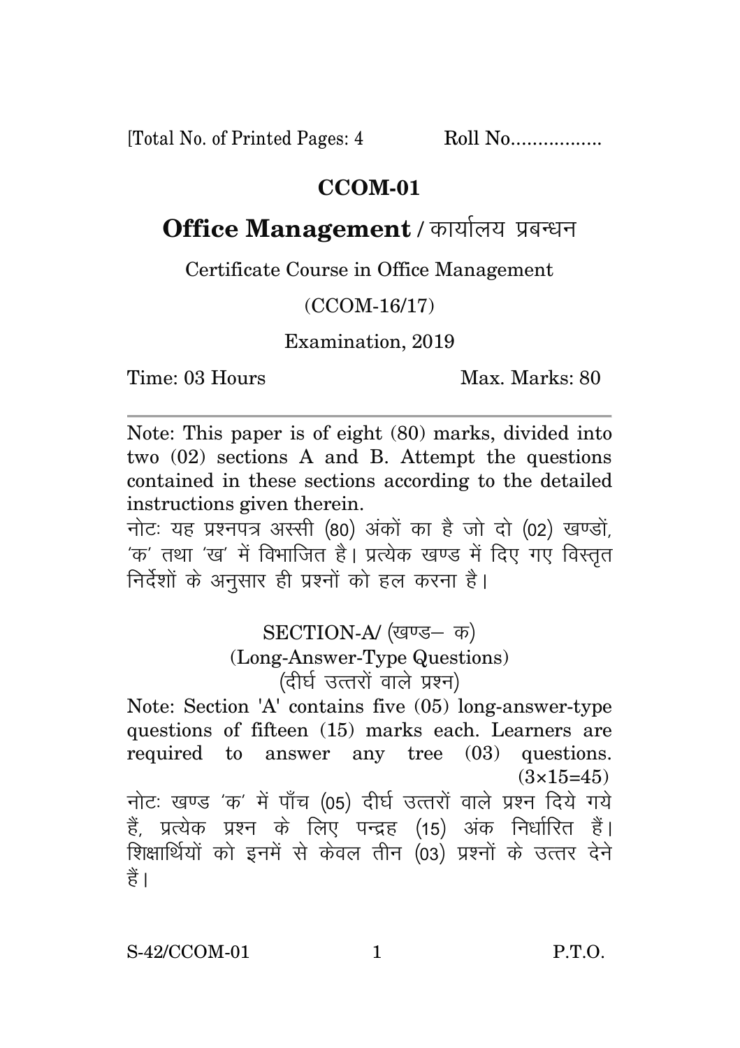[Total No. of Printed Pages: 4 Roll No.................

# CCOM-01

## Office Management / कार्यालय प्रबन्धन

Certificate Course in Office Management

(CCOM-16/17)

Examination, 2019

Time: 03 Hours Max. Marks: 80

---

Note: This paper is of eight (80) marks, divided into two (02) sections A and B. Attempt the questions contained in these sections according to the detailed instructions given therein.

नोटः यह प्रश्नपत्र अस्सी (80) अंकों का है जो दो (02) खण्डों, 'क' तथा 'ख' में विभाजित है। प्रत्येक खण्ड में दिए गए विस्तृत निर्देशों के अनुसार ही प्रश्नों को हल करना है।

### SECTION-A/ (खण्ड– क)

### (Long-Answer-Type Questions)

### (दीर्घ उत्तरों वाले प्रश्न)

Note: Section 'A' contains five (05) long-answer-type questions of fifteen (15) marks each. Learners are required to answer any tree (03) questions. (3×15=45)

नोटः खण्ड 'क' में पाँच (05) दीर्घ उत्तरों वाले प्रश्न दिये गये हैं, प्रत्येक प्रश्न के लिए पन्द्रह (15) अंक निर्धारित हैं। शिक्षार्थियों को इनमें से केवल तीन (03) प्रश्नों के उत्तर देने हैं।

S-42/CCOM-01 P.T.O.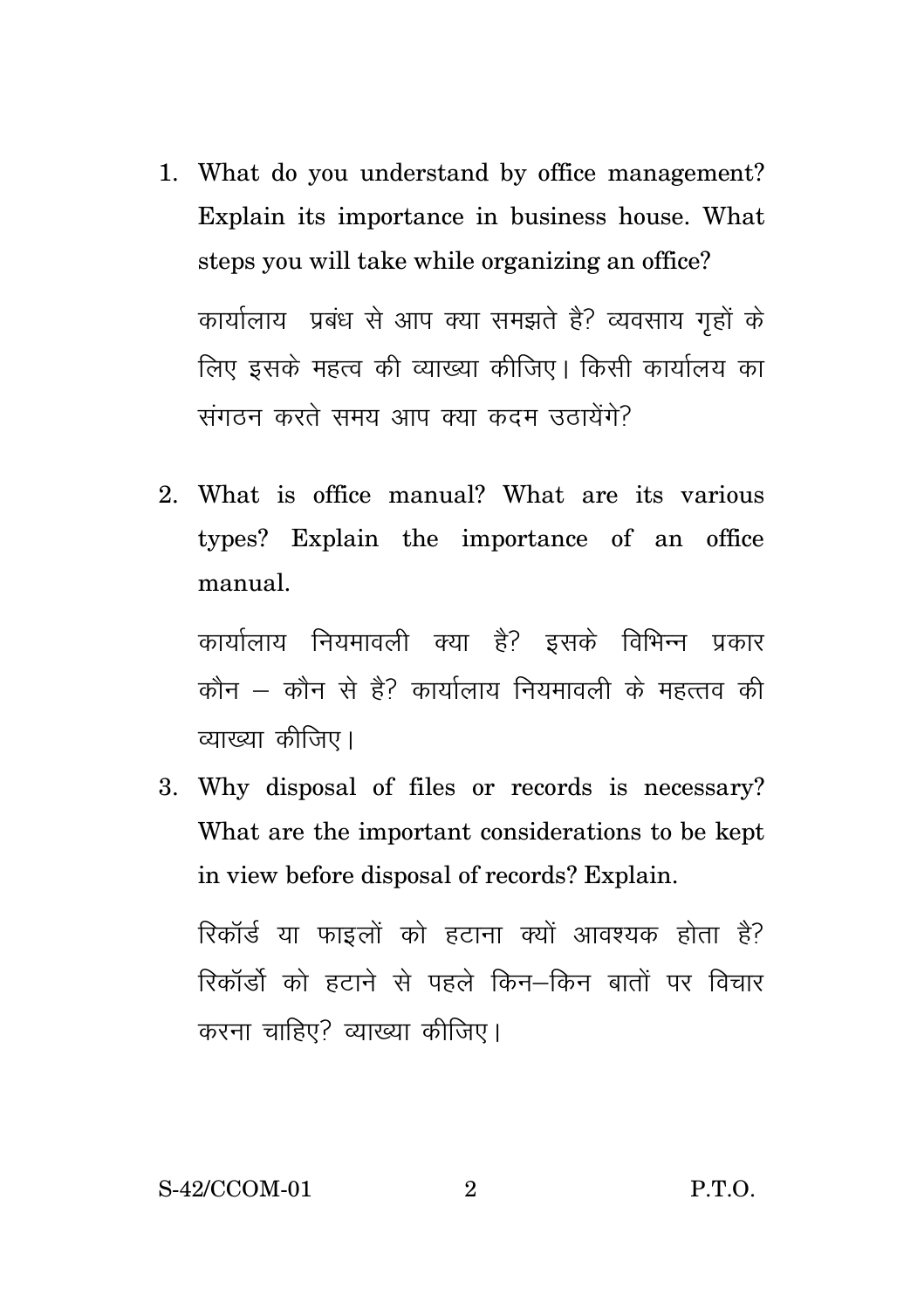1. What do you understand by office management? Explain its importance in business house. What steps you will take while organizing an office?

   कार्यालाय प्रबंध से आप क्या समझते है? व्यवसाय गृहों के लिए इसके महत्व की व्याख्या कीजिए। किसी कार्यालय का संगठन करते समय आप क्या कदम उठायेंगे?

2. What is office manual? What are its various types? Explain the importance of an office manual.

   कार्यालाय नियमावली क्या है? इसके विभिन्न प्रकार कौन – कौन से है? कार्यालाय नियमावली के महत्तव की व्याख्या कीजिए।

3. Why disposal of files or records is necessary? What are the important considerations to be kept in view before disposal of records? Explain.

   रिकॉर्ड या फाइलों को हटाना क्यों आवश्यक होता है? रिकॉर्डो को हटाने से पहले किन–किन बातों पर विचार करना चाहिए? व्याख्या कीजिए।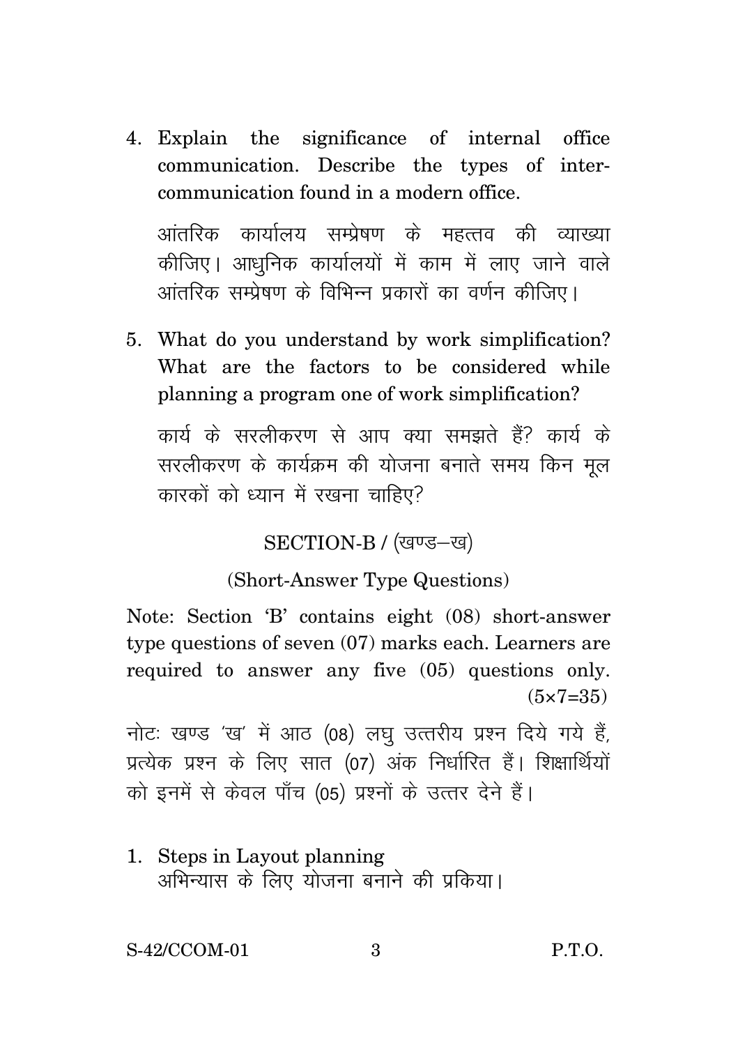4. Explain the significance of internal office communication. Describe the types of inter-communication found in a modern office.

   आंतरिक कार्यालय सम्प्रेषण के महत्तव की व्याख्या कीजिए। आधुनिक कार्यालयों में काम में लाए जाने वाले आंतरिक सम्प्रेषण के विभिन्न प्रकारों का वर्णन कीजिए।

5. What do you understand by work simplification? What are the factors to be considered while planning a program one of work simplification?

   कार्य के सरलीकरण से आप क्या समझते हैं? कार्य के सरलीकरण के कार्यक्रम की योजना बनाते समय किन मूल कारकों को ध्यान में रखना चाहिए?

## SECTION-B / (खण्ड–ख)

### (Short-Answer Type Questions)

Note: Section 'B' contains eight (08) short-answer type questions of seven (07) marks each. Learners are required to answer any five (05) questions only. (5×7=35)

नोटः खण्ड 'ख' में आठ (08) लघु उत्तरीय प्रश्न दिये गये हैं, प्रत्येक प्रश्न के लिए सात (07) अंक निर्धारित हैं। शिक्षार्थियों को इनमें से केवल पाँच (05) प्रश्नों के उत्तर देने हैं।

1. Steps in Layout planning
   अभिन्यास के लिए योजना बनाने की प्रकिया।

S-42/CCOM-01 P.T.O.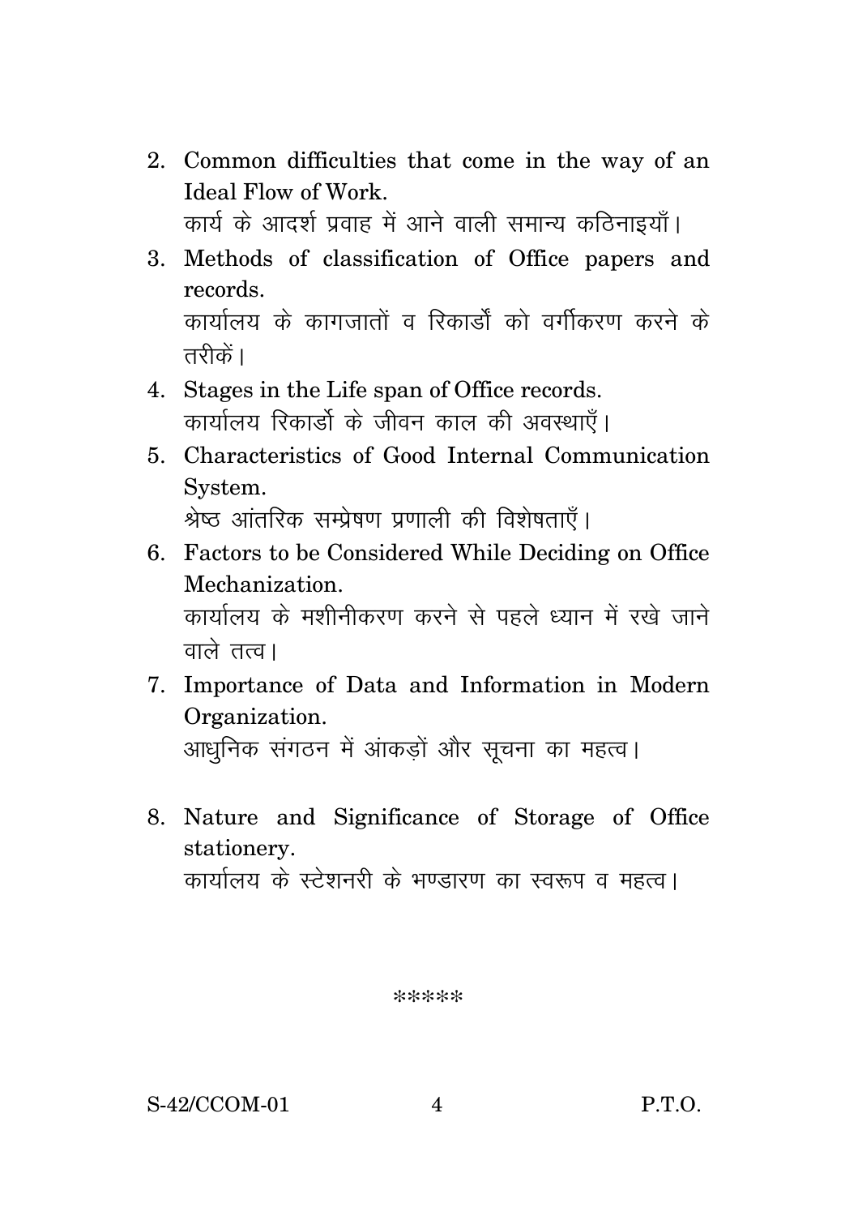2. Common difficulties that come in the way of an Ideal Flow of Work.
   कार्य के आदर्श प्रवाह में आने वाली समान्य कठिनाइयाँ।
3. Methods of classification of Office papers and records.
   कार्यालय के कागजातों व रिकार्डों को वर्गीकरण करने के तरीकें।
4. Stages in the Life span of Office records.
   कार्यालय रिकार्डो के जीवन काल की अवस्थाएँ।
5. Characteristics of Good Internal Communication System.
   श्रेष्ठ आंतरिक सम्प्रेषण प्रणाली की विशेषताएँ।
6. Factors to be Considered While Deciding on Office Mechanization.
   कार्यालय के मशीनीकरण करने से पहले ध्यान में रखे जाने वाले तत्व।
7. Importance of Data and Information in Modern Organization.
   आधुनिक संगठन में आंकड़ों और सूचना का महत्व।
8. Nature and Significance of Storage of Office stationery.
   कार्यालय के स्टेशनरी के भण्डारण का स्वरूप व महत्व।

*****

S-42/CCOM-01

P.T.O.